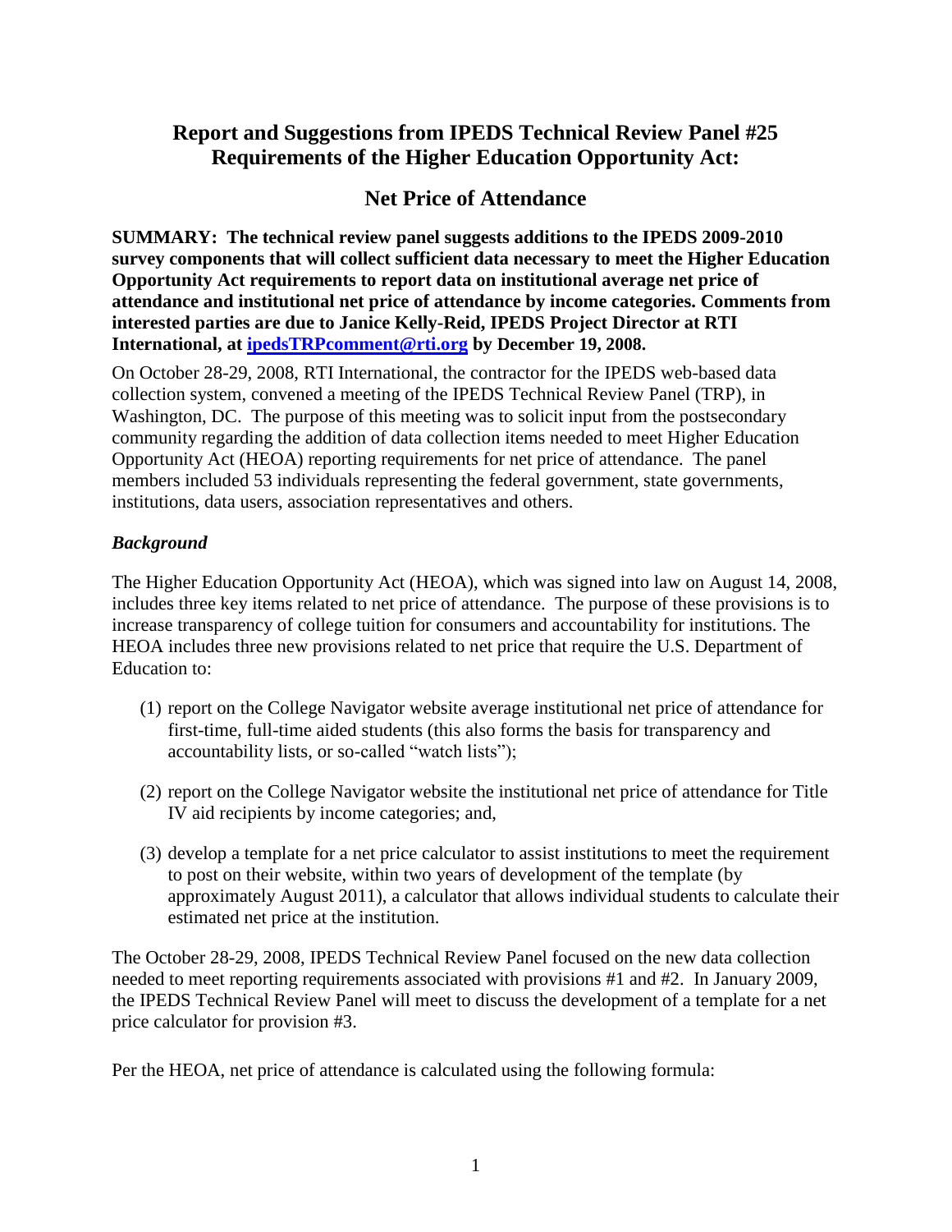# Report and Suggestions from IPEDS Technical Review Panel #25 Requirements of the Higher Education Opportunity Act:

## Net Price of Attendance

**SUMMARY: The technical review panel suggests additions to the IPEDS 2009-2010 survey components that will collect sufficient data necessary to meet the Higher Education Opportunity Act requirements to report data on institutional average net price of attendance and institutional net price of attendance by income categories. Comments from interested parties are due to Janice Kelly-Reid, IPEDS Project Director at RTI International, at [ipedsTRPcomment@rti.org](mailto:ipedsTRPcomment@rti.org) by December 19, 2008.**

On October 28-29, 2008, RTI International, the contractor for the IPEDS web-based data collection system, convened a meeting of the IPEDS Technical Review Panel (TRP), in Washington, DC. The purpose of this meeting was to solicit input from the postsecondary community regarding the addition of data collection items needed to meet Higher Education Opportunity Act (HEOA) reporting requirements for net price of attendance. The panel members included 53 individuals representing the federal government, state governments, institutions, data users, association representatives and others.

### *Background*

The Higher Education Opportunity Act (HEOA), which was signed into law on August 14, 2008, includes three key items related to net price of attendance. The purpose of these provisions is to increase transparency of college tuition for consumers and accountability for institutions. The HEOA includes three new provisions related to net price that require the U.S. Department of Education to:

(1) report on the College Navigator website average institutional net price of attendance for first-time, full-time aided students (this also forms the basis for transparency and accountability lists, or so-called "watch lists");

(2) report on the College Navigator website the institutional net price of attendance for Title IV aid recipients by income categories; and,

(3) develop a template for a net price calculator to assist institutions to meet the requirement to post on their website, within two years of development of the template (by approximately August 2011), a calculator that allows individual students to calculate their estimated net price at the institution.

The October 28-29, 2008, IPEDS Technical Review Panel focused on the new data collection needed to meet reporting requirements associated with provisions #1 and #2. In January 2009, the IPEDS Technical Review Panel will meet to discuss the development of a template for a net price calculator for provision #3.

Per the HEOA, net price of attendance is calculated using the following formula: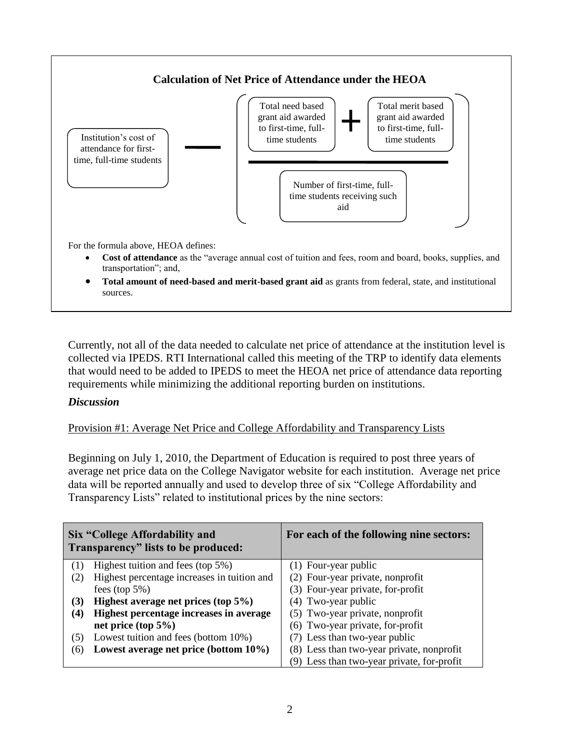**Calculation of Net Price of Attendance under the HEOA**

$$\text{Institution's cost of attendance for first-time, full-time students} - \left( \frac{\text{Total need based grant aid awarded to first-time, full-time students} + \text{Total merit based grant aid awarded to first-time, full-time students}}{\text{Number of first-time, full-time students receiving such aid}} \right)$$

For the formula above, HEOA defines:

- **Cost of attendance** as the "average annual cost of tuition and fees, room and board, books, supplies, and transportation"; and,
- **Total amount of need-based and merit-based grant aid** as grants from federal, state, and institutional sources.

Currently, not all of the data needed to calculate net price of attendance at the institution level is collected via IPEDS. RTI International called this meeting of the TRP to identify data elements that would need to be added to IPEDS to meet the HEOA net price of attendance data reporting requirements while minimizing the additional reporting burden on institutions.

### *Discussion*

Provision #1: Average Net Price and College Affordability and Transparency Lists

Beginning on July 1, 2010, the Department of Education is required to post three years of average net price data on the College Navigator website for each institution. Average net price data will be reported annually and used to develop three of six "College Affordability and Transparency Lists" related to institutional prices by the nine sectors:

| Six "College Affordability and Transparency" lists to be produced: | For each of the following nine sectors: |
|---|---|
| (1) Highest tuition and fees (top 5%) | (1) Four-year public |
| (2) Highest percentage increases in tuition and fees (top 5%) | (2) Four-year private, nonprofit |
| **(3) Highest average net prices (top 5%)** | (3) Four-year private, for-profit |
| **(4) Highest percentage increases in average net price (top 5%)** | (4) Two-year public |
| (5) Lowest tuition and fees (bottom 10%) | (5) Two-year private, nonprofit |
| **(6) Lowest average net price (bottom 10%)** | (6) Two-year private, for-profit |
| | (7) Less than two-year public |
| | (8) Less than two-year private, nonprofit |
| | (9) Less than two-year private, for-profit |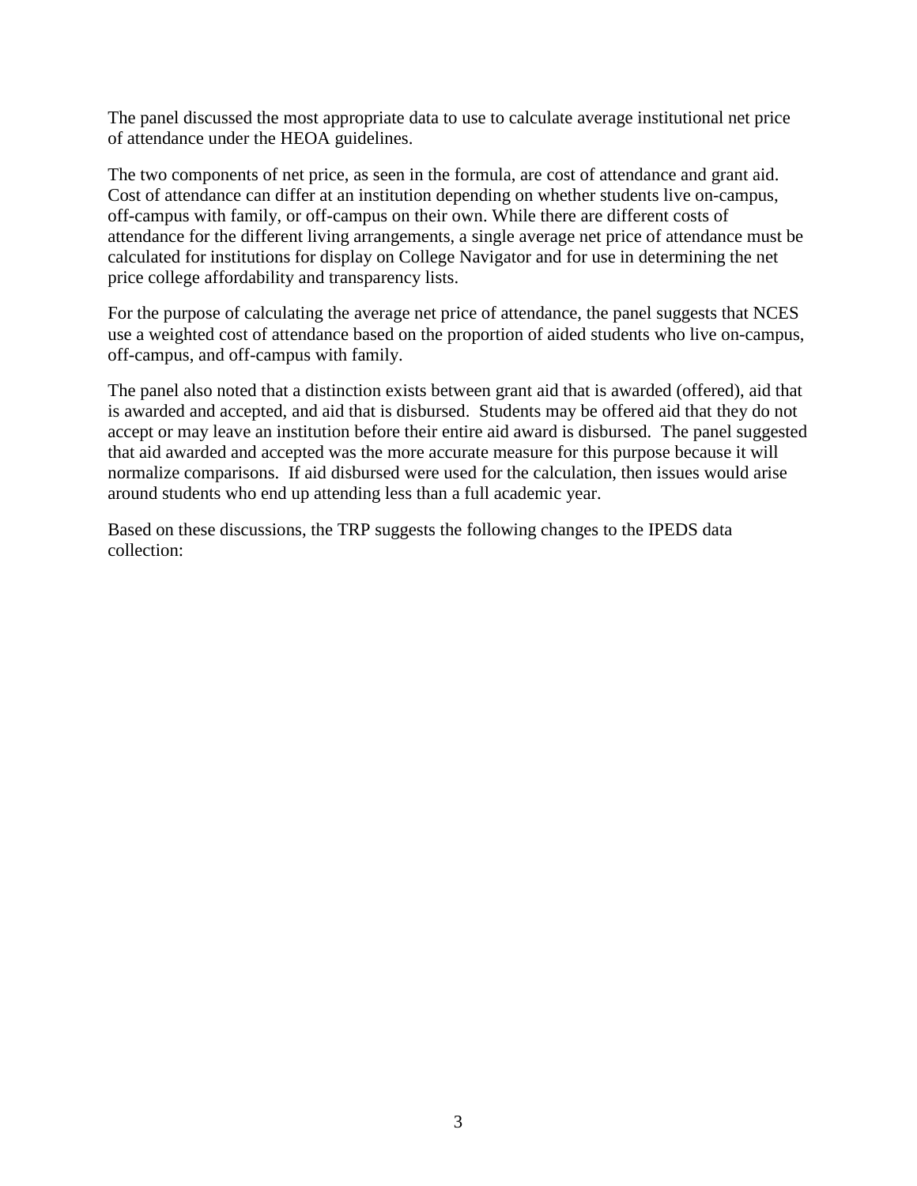The panel discussed the most appropriate data to use to calculate average institutional net price of attendance under the HEOA guidelines.

The two components of net price, as seen in the formula, are cost of attendance and grant aid. Cost of attendance can differ at an institution depending on whether students live on-campus, off-campus with family, or off-campus on their own. While there are different costs of attendance for the different living arrangements, a single average net price of attendance must be calculated for institutions for display on College Navigator and for use in determining the net price college affordability and transparency lists.

For the purpose of calculating the average net price of attendance, the panel suggests that NCES use a weighted cost of attendance based on the proportion of aided students who live on-campus, off-campus, and off-campus with family.

The panel also noted that a distinction exists between grant aid that is awarded (offered), aid that is awarded and accepted, and aid that is disbursed. Students may be offered aid that they do not accept or may leave an institution before their entire aid award is disbursed. The panel suggested that aid awarded and accepted was the more accurate measure for this purpose because it will normalize comparisons. If aid disbursed were used for the calculation, then issues would arise around students who end up attending less than a full academic year.

Based on these discussions, the TRP suggests the following changes to the IPEDS data collection: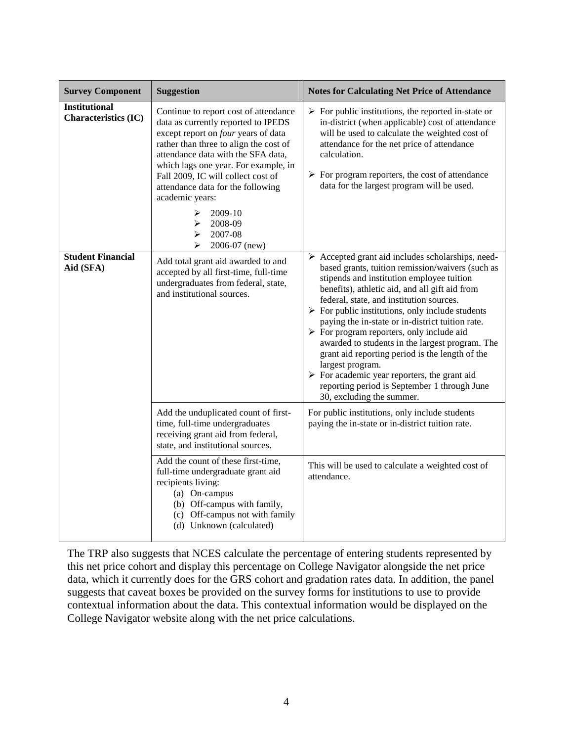| Survey Component | Suggestion | Notes for Calculating Net Price of Attendance |
| --- | --- | --- |
| **Institutional Characteristics (IC)** | Continue to report cost of attendance data as currently reported to IPEDS except report on *four* years of data rather than three to align the cost of attendance data with the SFA data, which lags one year. For example, in Fall 2009, IC will collect cost of attendance data for the following academic years: <br>➢ 2009-10 <br>➢ 2008-09 <br>➢ 2007-08 <br>➢ 2006-07 (new) | ➢ For public institutions, the reported in-state or in-district (when applicable) cost of attendance will be used to calculate the weighted cost of attendance for the net price of attendance calculation. <br>➢ For program reporters, the cost of attendance data for the largest program will be used. |
| **Student Financial Aid (SFA)** | Add total grant aid awarded to and accepted by all first-time, full-time undergraduates from federal, state, and institutional sources. | ➢ Accepted grant aid includes scholarships, need-based grants, tuition remission/waivers (such as stipends and institution employee tuition benefits), athletic aid, and all gift aid from federal, state, and institution sources. <br>➢ For public institutions, only include students paying the in-state or in-district tuition rate. <br>➢ For program reporters, only include aid awarded to students in the largest program. The grant aid reporting period is the length of the largest program. <br>➢ For academic year reporters, the grant aid reporting period is September 1 through June 30, excluding the summer. |
| | Add the unduplicated count of first-time, full-time undergraduates receiving grant aid from federal, state, and institutional sources. | For public institutions, only include students paying the in-state or in-district tuition rate. |
| | Add the count of these first-time, full-time undergraduate grant aid recipients living: <br>(a) On-campus <br>(b) Off-campus with family, <br>(c) Off-campus not with family <br>(d) Unknown (calculated) | This will be used to calculate a weighted cost of attendance. |

The TRP also suggests that NCES calculate the percentage of entering students represented by this net price cohort and display this percentage on College Navigator alongside the net price data, which it currently does for the GRS cohort and gradation rates data. In addition, the panel suggests that caveat boxes be provided on the survey forms for institutions to use to provide contextual information about the data. This contextual information would be displayed on the College Navigator website along with the net price calculations.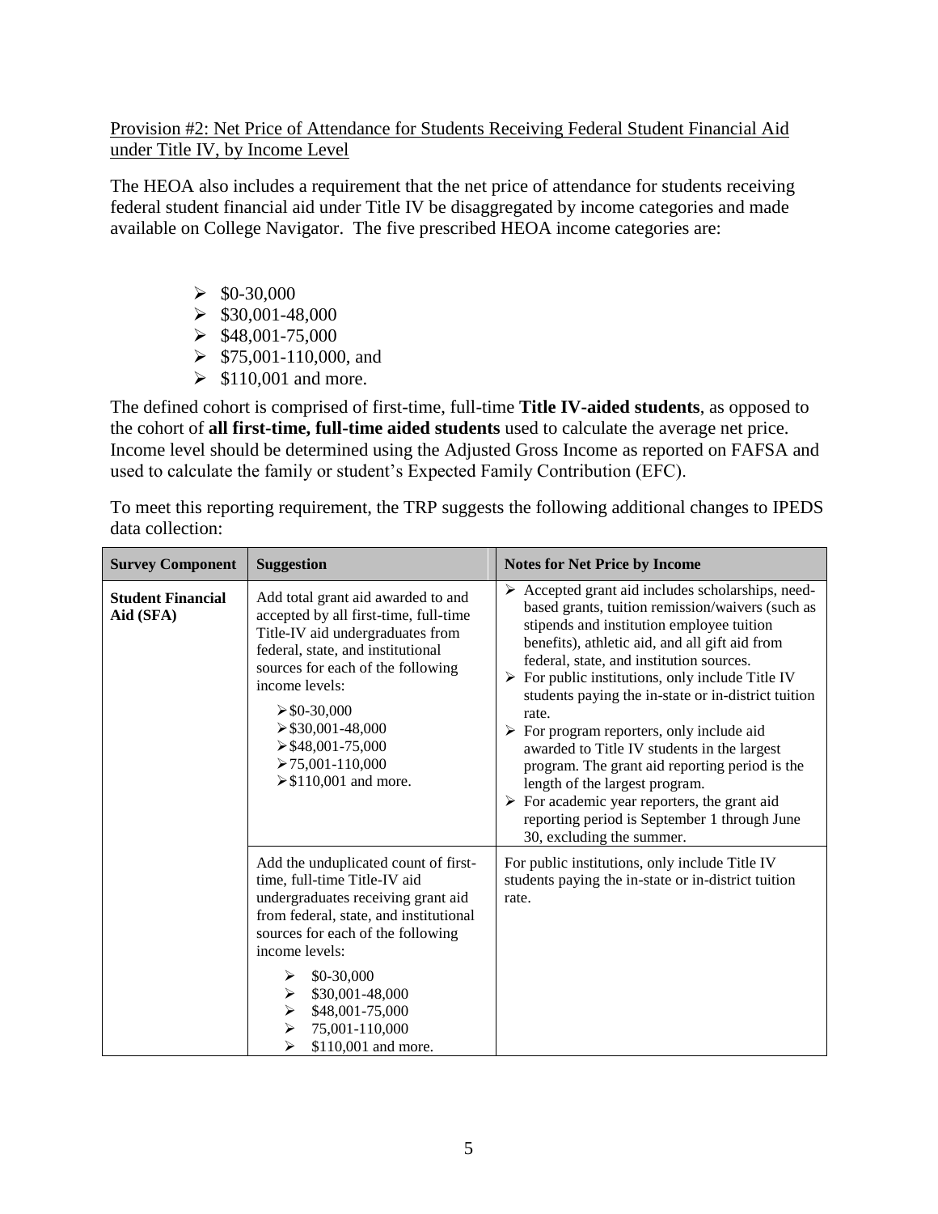Provision #2: Net Price of Attendance for Students Receiving Federal Student Financial Aid under Title IV, by Income Level

The HEOA also includes a requirement that the net price of attendance for students receiving federal student financial aid under Title IV be disaggregated by income categories and made available on College Navigator. The five prescribed HEOA income categories are:

- $0-30,000
- $30,001-48,000
- $48,001-75,000
- $75,001-110,000, and
- $110,001 and more.

The defined cohort is comprised of first-time, full-time **Title IV-aided students**, as opposed to the cohort of **all first-time, full-time aided students** used to calculate the average net price. Income level should be determined using the Adjusted Gross Income as reported on FAFSA and used to calculate the family or student's Expected Family Contribution (EFC).

To meet this reporting requirement, the TRP suggests the following additional changes to IPEDS data collection:

| Survey Component | Suggestion | Notes for Net Price by Income |
|---|---|---|
| **Student Financial Aid (SFA)** | Add total grant aid awarded to and accepted by all first-time, full-time Title-IV aid undergraduates from federal, state, and institutional sources for each of the following income levels: <br>➢ $0-30,000 <br>➢ $30,001-48,000 <br>➢ $48,001-75,000 <br>➢ 75,001-110,000 <br>➢ $110,001 and more. | ➢ Accepted grant aid includes scholarships, need-based grants, tuition remission/waivers (such as stipends and institution employee tuition benefits), athletic aid, and all gift aid from federal, state, and institution sources. <br>➢ For public institutions, only include Title IV students paying the in-state or in-district tuition rate. <br>➢ For program reporters, only include aid awarded to Title IV students in the largest program. The grant aid reporting period is the length of the largest program. <br>➢ For academic year reporters, the grant aid reporting period is September 1 through June 30, excluding the summer. |
| | Add the unduplicated count of first-time, full-time Title-IV aid undergraduates receiving grant aid from federal, state, and institutional sources for each of the following income levels: <br>➢ $0-30,000 <br>➢ $30,001-48,000 <br>➢ $48,001-75,000 <br>➢ 75,001-110,000 <br>➢ $110,001 and more. | For public institutions, only include Title IV students paying the in-state or in-district tuition rate. |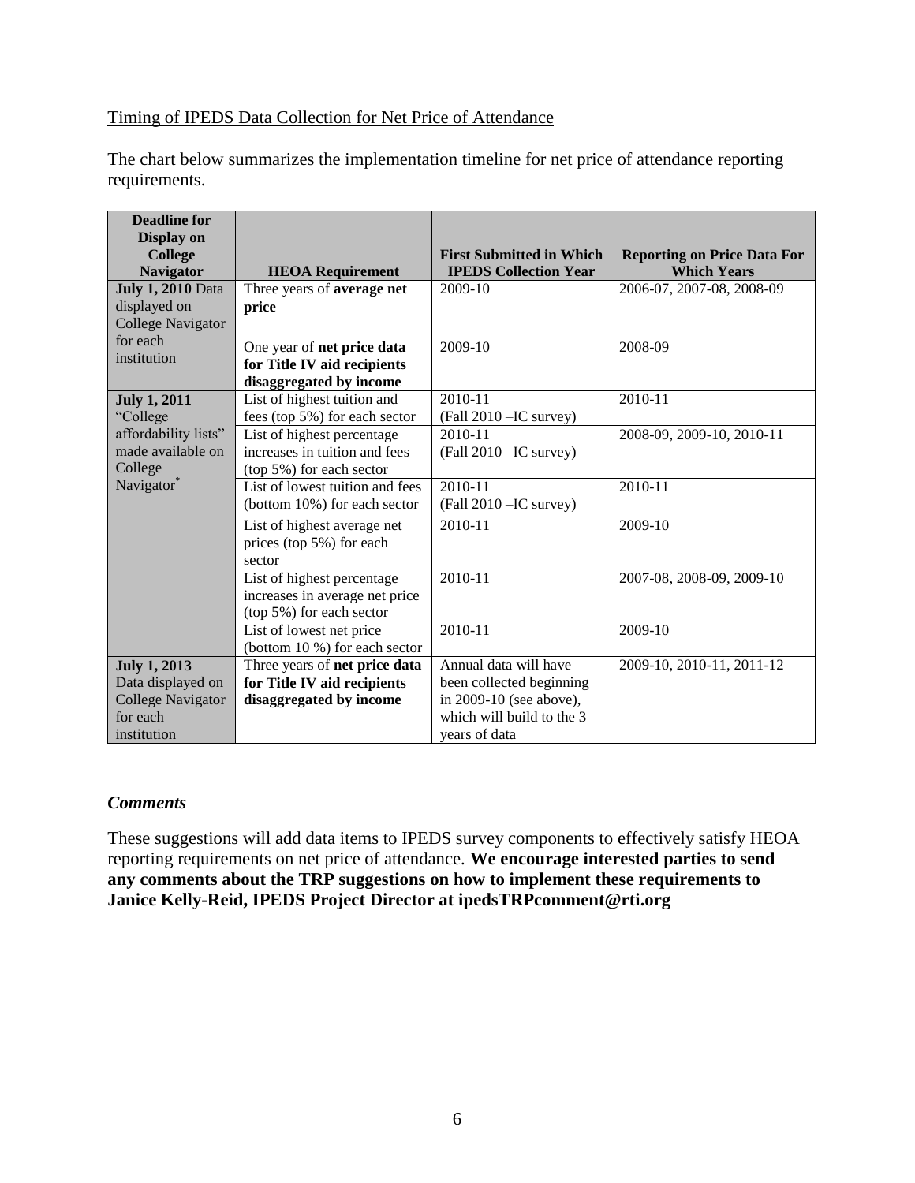Timing of IPEDS Data Collection for Net Price of Attendance

The chart below summarizes the implementation timeline for net price of attendance reporting requirements.

| Deadline for Display on College Navigator | HEOA Requirement | First Submitted in Which IPEDS Collection Year | Reporting on Price Data For Which Years |
|---|---|---|---|
| **July 1, 2010** Data displayed on College Navigator for each institution | Three years of **average net price** | 2009-10 | 2006-07, 2007-08, 2008-09 |
| | One year of **net price data for Title IV aid recipients disaggregated by income** | 2009-10 | 2008-09 |
| **July 1, 2011** "College affordability lists" made available on College Navigator* | List of highest tuition and fees (top 5%) for each sector | 2010-11 (Fall 2010 –IC survey) | 2010-11 |
| | List of highest percentage increases in tuition and fees (top 5%) for each sector | 2010-11 (Fall 2010 –IC survey) | 2008-09, 2009-10, 2010-11 |
| | List of lowest tuition and fees (bottom 10%) for each sector | 2010-11 (Fall 2010 –IC survey) | 2010-11 |
| | List of highest average net prices (top 5%) for each sector | 2010-11 | 2009-10 |
| | List of highest percentage increases in average net price (top 5%) for each sector | 2010-11 | 2007-08, 2008-09, 2009-10 |
| | List of lowest net price (bottom 10 %) for each sector | 2010-11 | 2009-10 |
| **July 1, 2013** Data displayed on College Navigator for each institution | Three years of **net price data for Title IV aid recipients disaggregated by income** | Annual data will have been collected beginning in 2009-10 (see above), which will build to the 3 years of data | 2009-10, 2010-11, 2011-12 |

### *Comments*

These suggestions will add data items to IPEDS survey components to effectively satisfy HEOA reporting requirements on net price of attendance. **We encourage interested parties to send any comments about the TRP suggestions on how to implement these requirements to Janice Kelly-Reid, IPEDS Project Director at ipedsTRPcomment@rti.org**